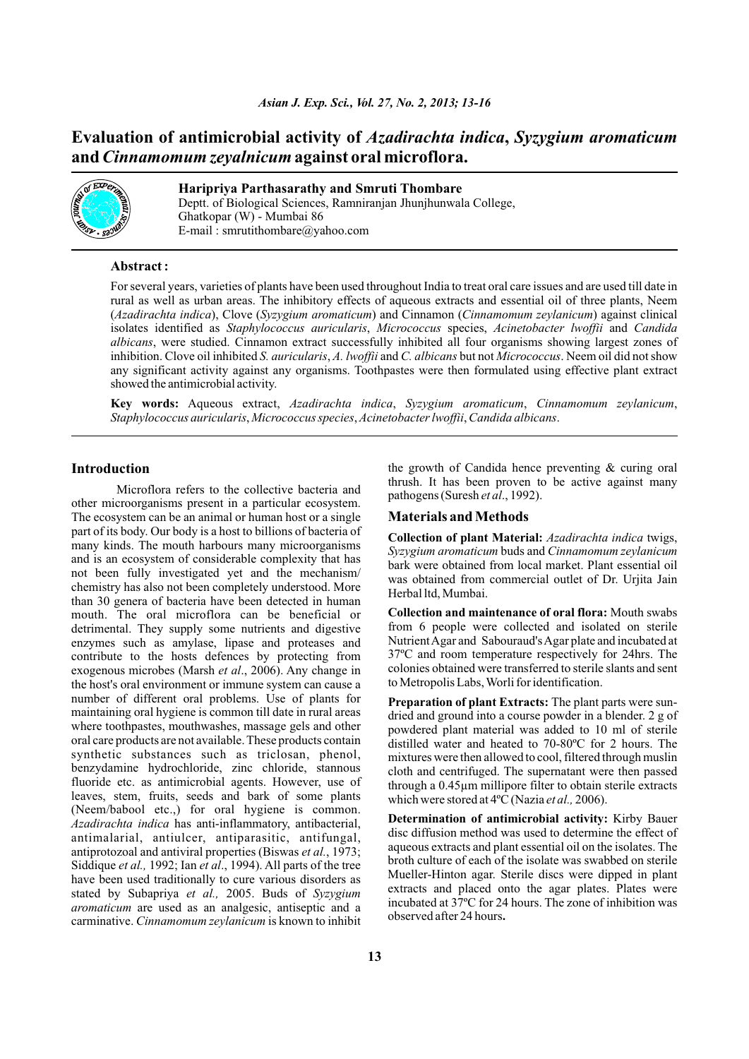# Evaluation of antimicrobial activity of *Azadirachta indica*, *Syzygium aromaticum* and *Cinnamomum zeyalnicum* against oral microflora.

**Haripriya Parthasarathy and Smruti Thombare**
Deptt. of Biological Sciences, Ramniranjan Jhunjhunwala College,
Ghatkopar (W) - Mumbai 86
E-mail : smrutithombare@yahoo.com

**Abstract :**

For several years, varieties of plants have been used throughout India to treat oral care issues and are used till date in rural as well as urban areas. The inhibitory effects of aqueous extracts and essential oil of three plants, Neem (*Azadirachta indica*), Clove (*Syzygium aromaticum*) and Cinnamon (*Cinnamomum zeylanicum*) against clinical isolates identified as *Staphylococcus auricularis*, *Micrococcus* species, *Acinetobacter lwoffii* and *Candida albicans*, were studied. Cinnamon extract successfully inhibited all four organisms showing largest zones of inhibition. Clove oil inhibited *S. auricularis*, *A. lwoffii* and *C. albicans* but not *Micrococcus*. Neem oil did not show any significant activity against any organisms. Toothpastes were then formulated using effective plant extract showed the antimicrobial activity.

**Key words:** Aqueous extract, *Azadirachta indica*, *Syzygium aromaticum*, *Cinnamomum zeylanicum*, *Staphylococcus auricularis*, *Micrococcus species*, *Acinetobacter lwoffii*, *Candida albicans*.

## Introduction

Microflora refers to the collective bacteria and other microorganisms present in a particular ecosystem. The ecosystem can be an animal or human host or a single part of its body. Our body is a host to billions of bacteria of many kinds. The mouth harbours many microorganisms and is an ecosystem of considerable complexity that has not been fully investigated yet and the mechanism/ chemistry has also not been completely understood. More than 30 genera of bacteria have been detected in human mouth. The oral microflora can be beneficial or detrimental. They supply some nutrients and digestive enzymes such as amylase, lipase and proteases and contribute to the hosts defences by protecting from exogenous microbes (Marsh *et al*., 2006). Any change in the host's oral environment or immune system can cause a number of different oral problems. Use of plants for maintaining oral hygiene is common till date in rural areas where toothpastes, mouthwashes, massage gels and other oral care products are not available. These products contain synthetic substances such as triclosan, phenol, benzydamine hydrochloride, zinc chloride, stannous fluoride etc. as antimicrobial agents. However, use of leaves, stem, fruits, seeds and bark of some plants (Neem/babool etc.,) for oral hygiene is common. *Azadirachta indica* has anti-inflammatory, antibacterial, antimalarial, antiulcer, antiparasitic, antifungal, antiprotozoal and antiviral properties (Biswas *et al.*, 1973; Siddique *et al.,* 1992; Ian *et al*., 1994). All parts of the tree have been used traditionally to cure various disorders as stated by Subapriya *et al.,* 2005. Buds of *Syzygium aromaticum* are used as an analgesic, antiseptic and a carminative. *Cinnamomum zeylanicum* is known to inhibit the growth of Candida hence preventing & curing oral thrush. It has been proven to be active against many pathogens (Suresh *et al*., 1992).

## Materials and Methods

**Collection of plant Material:** *Azadirachta indica* twigs, *Syzygium aromaticum* buds and *Cinnamomum zeylanicum* bark were obtained from local market. Plant essential oil was obtained from commercial outlet of Dr. Urjita Jain Herbal ltd, Mumbai.

**Collection and maintenance of oral flora:** Mouth swabs from 6 people were collected and isolated on sterile Nutrient Agar and Sabouraud's Agar plate and incubated at 37ºC and room temperature respectively for 24hrs. The colonies obtained were transferred to sterile slants and sent to Metropolis Labs, Worli for identification.

**Preparation of plant Extracts:** The plant parts were sun-dried and ground into a course powder in a blender. 2 g of powdered plant material was added to 10 ml of sterile distilled water and heated to 70-80ºC for 2 hours. The mixtures were then allowed to cool, filtered through muslin cloth and centrifuged. The supernatant were then passed through a 0.45μm millipore filter to obtain sterile extracts which were stored at 4ºC (Nazia *et al.,* 2006).

**Determination of antimicrobial activity:** Kirby Bauer disc diffusion method was used to determine the effect of aqueous extracts and plant essential oil on the isolates. The broth culture of each of the isolate was swabbed on sterile Mueller-Hinton agar. Sterile discs were dipped in plant extracts and placed onto the agar plates. Plates were incubated at 37ºC for 24 hours. The zone of inhibition was observed after 24 hours**.**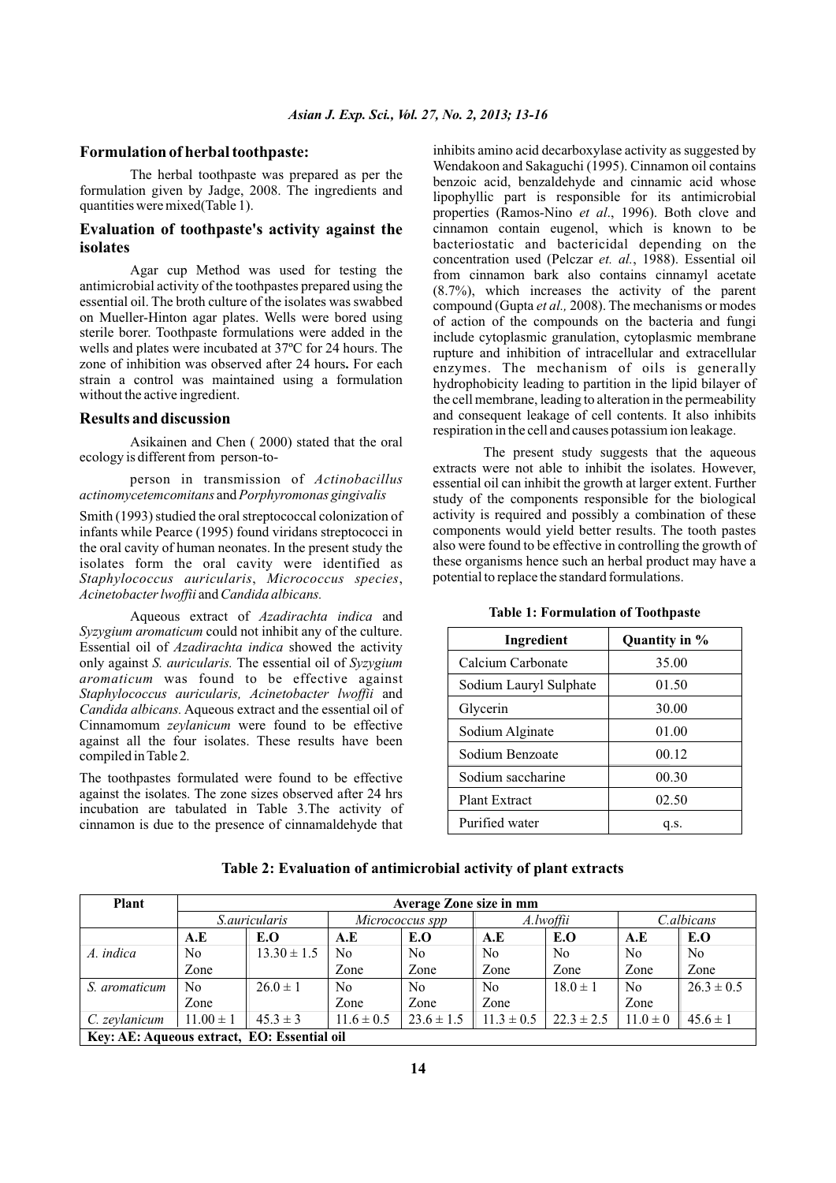## Formulation of herbal toothpaste:

The herbal toothpaste was prepared as per the formulation given by Jadge, 2008. The ingredients and quantities were mixed(Table 1).

## Evaluation of toothpaste's activity against the isolates

Agar cup Method was used for testing the antimicrobial activity of the toothpastes prepared using the essential oil. The broth culture of the isolates was swabbed on Mueller-Hinton agar plates. Wells were bored using sterile borer. Toothpaste formulations were added in the wells and plates were incubated at 37ºC for 24 hours. The zone of inhibition was observed after 24 hours**.** For each strain a control was maintained using a formulation without the active ingredient.

## Results and discussion

Asikainen and Chen ( 2000) stated that the oral ecology is different from person-to-

person in transmission of *Actinobacillus actinomycetemcomitans* and *Porphyromonas gingivalis*

Smith (1993) studied the oral streptococcal colonization of infants while Pearce (1995) found viridans streptococci in the oral cavity of human neonates. In the present study the isolates form the oral cavity were identified as *Staphylococcus auricularis*, *Micrococcus species*, *Acinetobacter lwoffii* and *Candida albicans.*

Aqueous extract of *Azadirachta indica* and *Syzygium aromaticum* could not inhibit any of the culture. Essential oil of *Azadirachta indica* showed the activity only against *S. auricularis.* The essential oil of *Syzygium aromaticum* was found to be effective against *Staphylococcus auricularis, Acinetobacter lwoffii* and *Candida albicans.* Aqueous extract and the essential oil of Cinnamomum *zeylanicum* were found to be effective against all the four isolates. These results have been compiled in Table 2*.*

The toothpastes formulated were found to be effective against the isolates. The zone sizes observed after 24 hrs incubation are tabulated in Table 3.The activity of cinnamon is due to the presence of cinnamaldehyde that inhibits amino acid decarboxylase activity as suggested by Wendakoon and Sakaguchi (1995). Cinnamon oil contains benzoic acid, benzaldehyde and cinnamic acid whose lipophyllic part is responsible for its antimicrobial properties (Ramos-Nino *et al*., 1996). Both clove and cinnamon contain eugenol, which is known to be bacteriostatic and bactericidal depending on the concentration used (Pelczar *et. al.*, 1988). Essential oil from cinnamon bark also contains cinnamyl acetate (8.7%), which increases the activity of the parent compound (Gupta *et al.,* 2008). The mechanisms or modes of action of the compounds on the bacteria and fungi include cytoplasmic granulation, cytoplasmic membrane rupture and inhibition of intracellular and extracellular enzymes. The mechanism of oils is generally hydrophobicity leading to partition in the lipid bilayer of the cell membrane, leading to alteration in the permeability and consequent leakage of cell contents. It also inhibits respiration in the cell and causes potassium ion leakage.

The present study suggests that the aqueous extracts were not able to inhibit the isolates. However, essential oil can inhibit the growth at larger extent. Further study of the components responsible for the biological activity is required and possibly a combination of these components would yield better results. The tooth pastes also were found to be effective in controlling the growth of these organisms hence such an herbal product may have a potential to replace the standard formulations.

**Table 1: Formulation of Toothpaste**

| Ingredient | Quantity in % |
|---|---|
| Calcium Carbonate | 35.00 |
| Sodium Lauryl Sulphate | 01.50 |
| Glycerin | 30.00 |
| Sodium Alginate | 01.00 |
| Sodium Benzoate | 00.12 |
| Sodium saccharine | 00.30 |
| Plant Extract | 02.50 |
| Purified water | q.s. |

**Table 2: Evaluation of antimicrobial activity of plant extracts**

| Plant | Average Zone size in mm | | | | | | | |
|---|---|---|---|---|---|---|---|---|
| | *S.auricularis* | | *Micrococcus spp* | | *A.lwoffii* | | *C.albicans* | |
| | A.E | E.O | A.E | E.O | A.E | E.O | A.E | E.O |
| *A. indica* | No Zone | 13.30 ± 1.5 | No Zone | No Zone | No Zone | No Zone | No Zone | No Zone |
| *S. aromaticum* | No Zone | 26.0 ± 1 | No Zone | No Zone | No Zone | 18.0 ± 1 | No Zone | 26.3 ± 0.5 |
| *C. zeylanicum* | 11.00 ± 1 | 45.3 ± 3 | 11.6 ± 0.5 | 23.6 ± 1.5 | 11.3 ± 0.5 | 22.3 ± 2.5 | 11.0 ± 0 | 45.6 ± 1 |

**Key: AE: Aqueous extract, EO: Essential oil**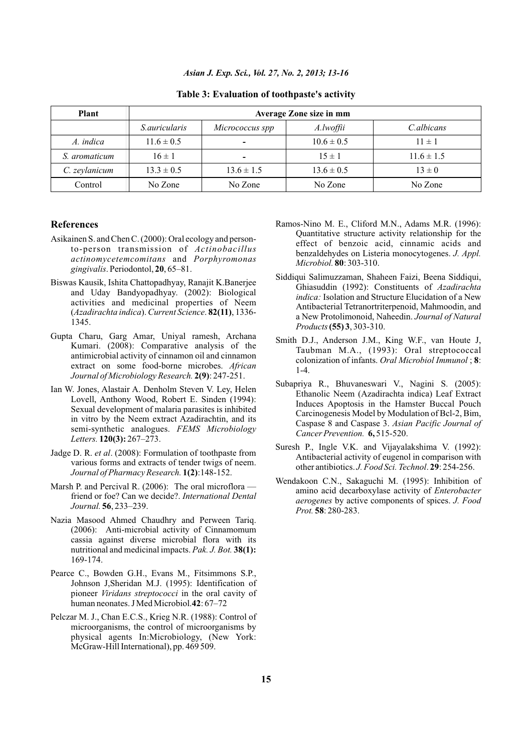**Table 3: Evaluation of toothpaste's activity**

| Plant | Average Zone size in mm | | | |
|---|---|---|---|---|
| | *S.auricularis* | *Micrococcus spp* | *A.lwoffii* | *C.albicans* |
| *A. indica* | 11.6 ± 0.5 | - | 10.6 ± 0.5 | 11 ± 1 |
| *S. aromaticum* | 16 ± 1 | - | 15 ± 1 | 11.6 ± 1.5 |
| *C. zeylanicum* | 13.3 ± 0.5 | 13.6 ± 1.5 | 13.6 ± 0.5 | 13 ± 0 |
| Control | No Zone | No Zone | No Zone | No Zone |

## References

Asikainen S. and Chen C. (2000): Oral ecology and person-to-person transmission of *Actinobacillus actinomycetemcomitans* and *Porphyromonas gingivalis*. Periodontol, **20**, 65–81.

Biswas Kausik, Ishita Chattopadhyay, Ranajit K.Banerjee and Uday Bandyopadhyay. (2002): Biological activities and medicinal properties of Neem (*Azadirachta indica*). *Current Science*. **82(11)**, 1336-1345.

Gupta Charu, Garg Amar, Uniyal ramesh, Archana Kumari. (2008): Comparative analysis of the antimicrobial activity of cinnamon oil and cinnamon extract on some food-borne microbes. *African Journal of Microbiology Research.* **2(9)**: 247-251.

Ian W. Jones, Alastair A. Denholm Steven V. Ley, Helen Lovell, Anthony Wood, Robert E. Sinden (1994): Sexual development of malaria parasites is inhibited in vitro by the Neem extract Azadirachtin, and its semi-synthetic analogues. *FEMS Microbiology Letters.* **120(3):** 267–273.

Jadge D. R. *et al*. (2008): Formulation of toothpaste from various forms and extracts of tender twigs of neem. *Journal of Pharmacy Research.* **1(2)**:148-152.

Marsh P. and Percival R. (2006): The oral microflora — friend or foe? Can we decide?. *International Dental Journal.* **56**, 233–239.

Nazia Masood Ahmed Chaudhry and Perween Tariq. (2006): Anti-microbial activity of Cinnamomum cassia against diverse microbial flora with its nutritional and medicinal impacts. *Pak. J. Bot.* **38(1):** 169-174.

Pearce C., Bowden G.H., Evans M., Fitsimmons S.P., Johnson J,Sheridan M.J. (1995): Identification of pioneer *Viridans streptococci* in the oral cavity of human neonates. J Med Microbiol.**42**: 67–72

Pelczar M. J., Chan E.C.S., Krieg N.R. (1988): Control of microorganisms, the control of microorganisms by physical agents In:Microbiology, (New York: McGraw-Hill International), pp. 469 509.

Ramos-Nino M. E., Cliford M.N., Adams M.R. (1996): Quantitative structure activity relationship for the effect of benzoic acid, cinnamic acids and benzaldehydes on Listeria monocytogenes. *J. Appl. Microbiol.* **80**: 303-310.

Siddiqui Salimuzzaman, Shaheen Faizi, Beena Siddiqui, Ghiasuddin (1992): Constituents of *Azadirachta indica:* Isolation and Structure Elucidation of a New Antibacterial Tetranortriterpenoid, Mahmoodin, and a New Protolimonoid, Naheedin. *Journal of Natural Products* **(55) 3**, 303-310.

Smith D.J., Anderson J.M., King W.F., van Houte J, Taubman M.A., (1993): Oral streptococcal colonization of infants. *Oral Microbiol Immunol* ; **8**: 1-4.

Subapriya R., Bhuvaneswari V., Nagini S. (2005): Ethanolic Neem (Azadirachta indica) Leaf Extract Induces Apoptosis in the Hamster Buccal Pouch Carcinogenesis Model by Modulation of Bcl-2, Bim, Caspase 8 and Caspase 3. *Asian Pacific Journal of Cancer Prevention.* **6,** 515-520.

Suresh P., Ingle V.K. and Vijayalakshima V. (1992): Antibacterial activity of eugenol in comparison with other antibiotics. *J. Food Sci. Technol*. **29**: 254-256.

Wendakoon C.N., Sakaguchi M. (1995): Inhibition of amino acid decarboxylase activity of *Enterobacter aerogenes* by active components of spices. *J. Food Prot.* **58**: 280-283.